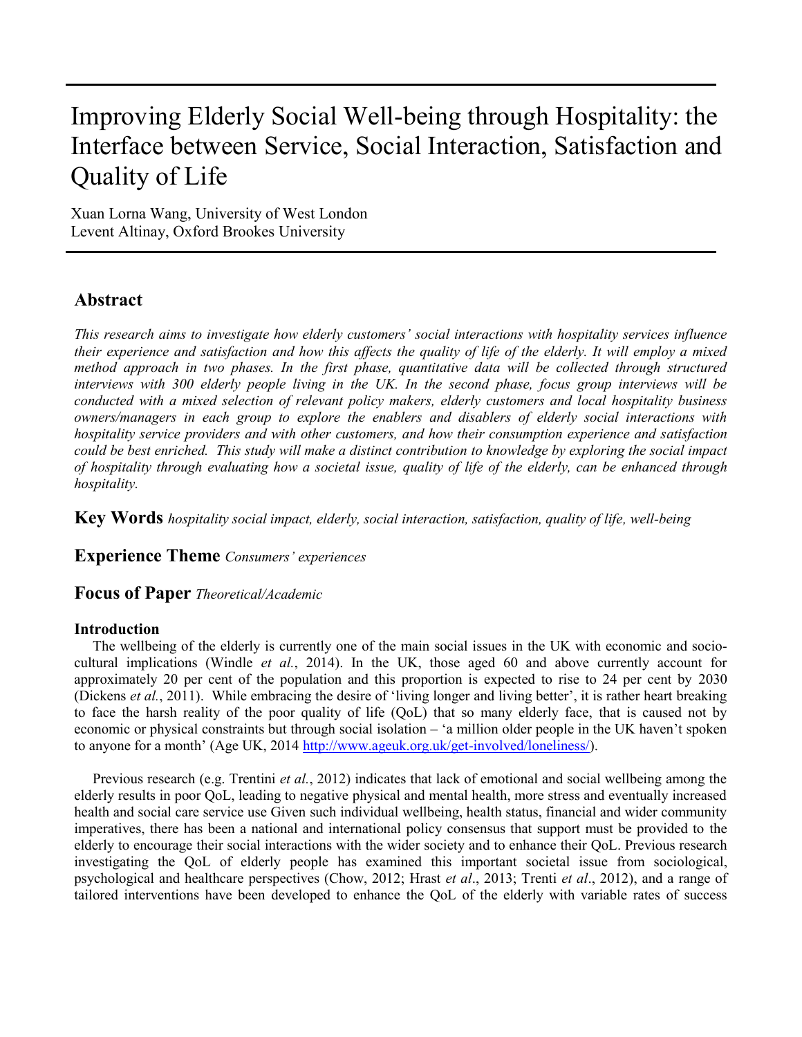# Improving Elderly Social Well-being through Hospitality: the Interface between Service, Social Interaction, Satisfaction and Quality of Life

Xuan Lorna Wang, University of West London
Levent Altinay, Oxford Brookes University

## Abstract

*This research aims to investigate how elderly customers' social interactions with hospitality services influence their experience and satisfaction and how this affects the quality of life of the elderly. It will employ a mixed method approach in two phases. In the first phase, quantitative data will be collected through structured interviews with 300 elderly people living in the UK. In the second phase, focus group interviews will be conducted with a mixed selection of relevant policy makers, elderly customers and local hospitality business owners/managers in each group to explore the enablers and disablers of elderly social interactions with hospitality service providers and with other customers, and how their consumption experience and satisfaction could be best enriched. This study will make a distinct contribution to knowledge by exploring the social impact of hospitality through evaluating how a societal issue, quality of life of the elderly, can be enhanced through hospitality.*

**Key Words** *hospitality social impact, elderly, social interaction, satisfaction, quality of life, well-being*

**Experience Theme** *Consumers' experiences*

**Focus of Paper** *Theoretical/Academic*

### Introduction

The wellbeing of the elderly is currently one of the main social issues in the UK with economic and socio-cultural implications (Windle *et al.*, 2014). In the UK, those aged 60 and above currently account for approximately 20 per cent of the population and this proportion is expected to rise to 24 per cent by 2030 (Dickens *et al.*, 2011). While embracing the desire of 'living longer and living better', it is rather heart breaking to face the harsh reality of the poor quality of life (QoL) that so many elderly face, that is caused not by economic or physical constraints but through social isolation – 'a million older people in the UK haven't spoken to anyone for a month' (Age UK, 2014 http://www.ageuk.org.uk/get-involved/loneliness/).

Previous research (e.g. Trentini *et al.*, 2012) indicates that lack of emotional and social wellbeing among the elderly results in poor QoL, leading to negative physical and mental health, more stress and eventually increased health and social care service use Given such individual wellbeing, health status, financial and wider community imperatives, there has been a national and international policy consensus that support must be provided to the elderly to encourage their social interactions with the wider society and to enhance their QoL. Previous research investigating the QoL of elderly people has examined this important societal issue from sociological, psychological and healthcare perspectives (Chow, 2012; Hrast *et al*., 2013; Trenti *et al*., 2012), and a range of tailored interventions have been developed to enhance the QoL of the elderly with variable rates of success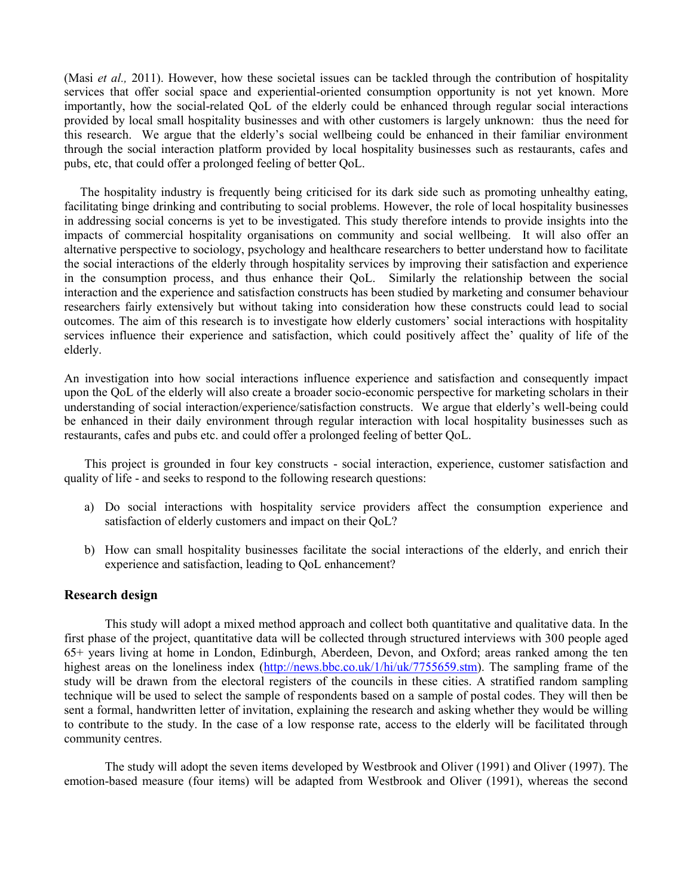(Masi *et al.,* 2011). However, how these societal issues can be tackled through the contribution of hospitality services that offer social space and experiential-oriented consumption opportunity is not yet known. More importantly, how the social-related QoL of the elderly could be enhanced through regular social interactions provided by local small hospitality businesses and with other customers is largely unknown: thus the need for this research. We argue that the elderly's social wellbeing could be enhanced in their familiar environment through the social interaction platform provided by local hospitality businesses such as restaurants, cafes and pubs, etc, that could offer a prolonged feeling of better QoL.

The hospitality industry is frequently being criticised for its dark side such as promoting unhealthy eating, facilitating binge drinking and contributing to social problems. However, the role of local hospitality businesses in addressing social concerns is yet to be investigated. This study therefore intends to provide insights into the impacts of commercial hospitality organisations on community and social wellbeing. It will also offer an alternative perspective to sociology, psychology and healthcare researchers to better understand how to facilitate the social interactions of the elderly through hospitality services by improving their satisfaction and experience in the consumption process, and thus enhance their QoL. Similarly the relationship between the social interaction and the experience and satisfaction constructs has been studied by marketing and consumer behaviour researchers fairly extensively but without taking into consideration how these constructs could lead to social outcomes. The aim of this research is to investigate how elderly customers' social interactions with hospitality services influence their experience and satisfaction, which could positively affect the' quality of life of the elderly.

An investigation into how social interactions influence experience and satisfaction and consequently impact upon the QoL of the elderly will also create a broader socio-economic perspective for marketing scholars in their understanding of social interaction/experience/satisfaction constructs. We argue that elderly's well-being could be enhanced in their daily environment through regular interaction with local hospitality businesses such as restaurants, cafes and pubs etc. and could offer a prolonged feeling of better QoL.

This project is grounded in four key constructs - social interaction, experience, customer satisfaction and quality of life - and seeks to respond to the following research questions:

a) Do social interactions with hospitality service providers affect the consumption experience and satisfaction of elderly customers and impact on their QoL?

b) How can small hospitality businesses facilitate the social interactions of the elderly, and enrich their experience and satisfaction, leading to QoL enhancement?

## Research design

This study will adopt a mixed method approach and collect both quantitative and qualitative data. In the first phase of the project, quantitative data will be collected through structured interviews with 300 people aged 65+ years living at home in London, Edinburgh, Aberdeen, Devon, and Oxford; areas ranked among the ten highest areas on the loneliness index (http://news.bbc.co.uk/1/hi/uk/7755659.stm). The sampling frame of the study will be drawn from the electoral registers of the councils in these cities. A stratified random sampling technique will be used to select the sample of respondents based on a sample of postal codes. They will then be sent a formal, handwritten letter of invitation, explaining the research and asking whether they would be willing to contribute to the study. In the case of a low response rate, access to the elderly will be facilitated through community centres.

The study will adopt the seven items developed by Westbrook and Oliver (1991) and Oliver (1997). The emotion-based measure (four items) will be adapted from Westbrook and Oliver (1991), whereas the second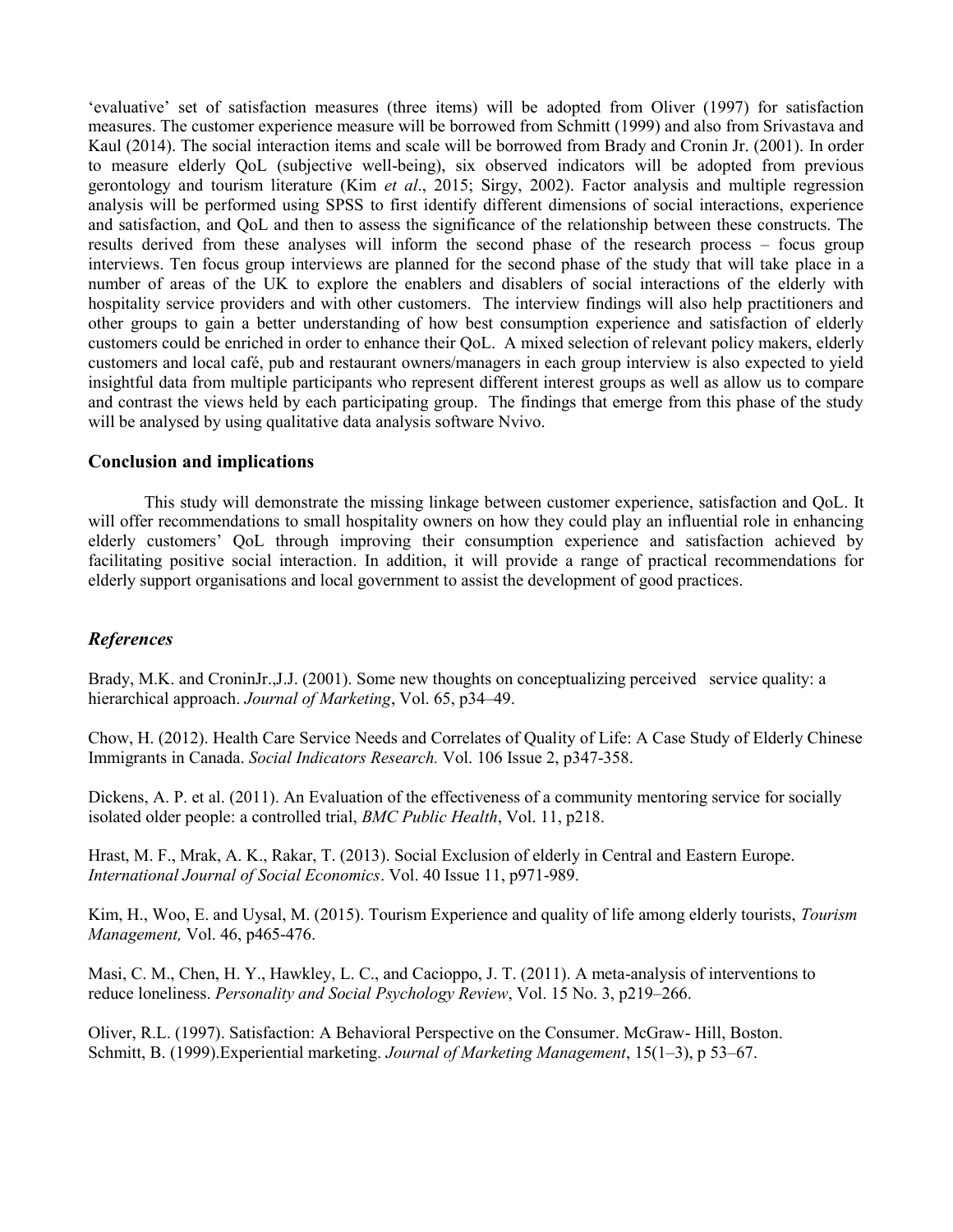'evaluative' set of satisfaction measures (three items) will be adopted from Oliver (1997) for satisfaction measures. The customer experience measure will be borrowed from Schmitt (1999) and also from Srivastava and Kaul (2014). The social interaction items and scale will be borrowed from Brady and Cronin Jr. (2001). In order to measure elderly QoL (subjective well-being), six observed indicators will be adopted from previous gerontology and tourism literature (Kim *et al*., 2015; Sirgy, 2002). Factor analysis and multiple regression analysis will be performed using SPSS to first identify different dimensions of social interactions, experience and satisfaction, and QoL and then to assess the significance of the relationship between these constructs. The results derived from these analyses will inform the second phase of the research process – focus group interviews. Ten focus group interviews are planned for the second phase of the study that will take place in a number of areas of the UK to explore the enablers and disablers of social interactions of the elderly with hospitality service providers and with other customers. The interview findings will also help practitioners and other groups to gain a better understanding of how best consumption experience and satisfaction of elderly customers could be enriched in order to enhance their QoL. A mixed selection of relevant policy makers, elderly customers and local café, pub and restaurant owners/managers in each group interview is also expected to yield insightful data from multiple participants who represent different interest groups as well as allow us to compare and contrast the views held by each participating group. The findings that emerge from this phase of the study will be analysed by using qualitative data analysis software Nvivo.

## Conclusion and implications

This study will demonstrate the missing linkage between customer experience, satisfaction and QoL. It will offer recommendations to small hospitality owners on how they could play an influential role in enhancing elderly customers' QoL through improving their consumption experience and satisfaction achieved by facilitating positive social interaction. In addition, it will provide a range of practical recommendations for elderly support organisations and local government to assist the development of good practices.

## *References*

Brady, M.K. and CroninJr.,J.J. (2001). Some new thoughts on conceptualizing perceived service quality: a hierarchical approach. *Journal of Marketing*, Vol. 65, p34–49.

Chow, H. (2012). Health Care Service Needs and Correlates of Quality of Life: A Case Study of Elderly Chinese Immigrants in Canada. *Social Indicators Research.* Vol. 106 Issue 2, p347-358.

Dickens, A. P. et al. (2011). An Evaluation of the effectiveness of a community mentoring service for socially isolated older people: a controlled trial, *BMC Public Health*, Vol. 11, p218.

Hrast, M. F., Mrak, A. K., Rakar, T. (2013). Social Exclusion of elderly in Central and Eastern Europe. *International Journal of Social Economics*. Vol. 40 Issue 11, p971-989.

Kim, H., Woo, E. and Uysal, M. (2015). Tourism Experience and quality of life among elderly tourists, *Tourism Management,* Vol. 46, p465-476.

Masi, C. M., Chen, H. Y., Hawkley, L. C., and Cacioppo, J. T. (2011). A meta-analysis of interventions to reduce loneliness. *Personality and Social Psychology Review*, Vol. 15 No. 3, p219–266.

Oliver, R.L. (1997). Satisfaction: A Behavioral Perspective on the Consumer. McGraw- Hill, Boston.

Schmitt, B. (1999).Experiential marketing. *Journal of Marketing Management*, 15(1–3), p 53–67.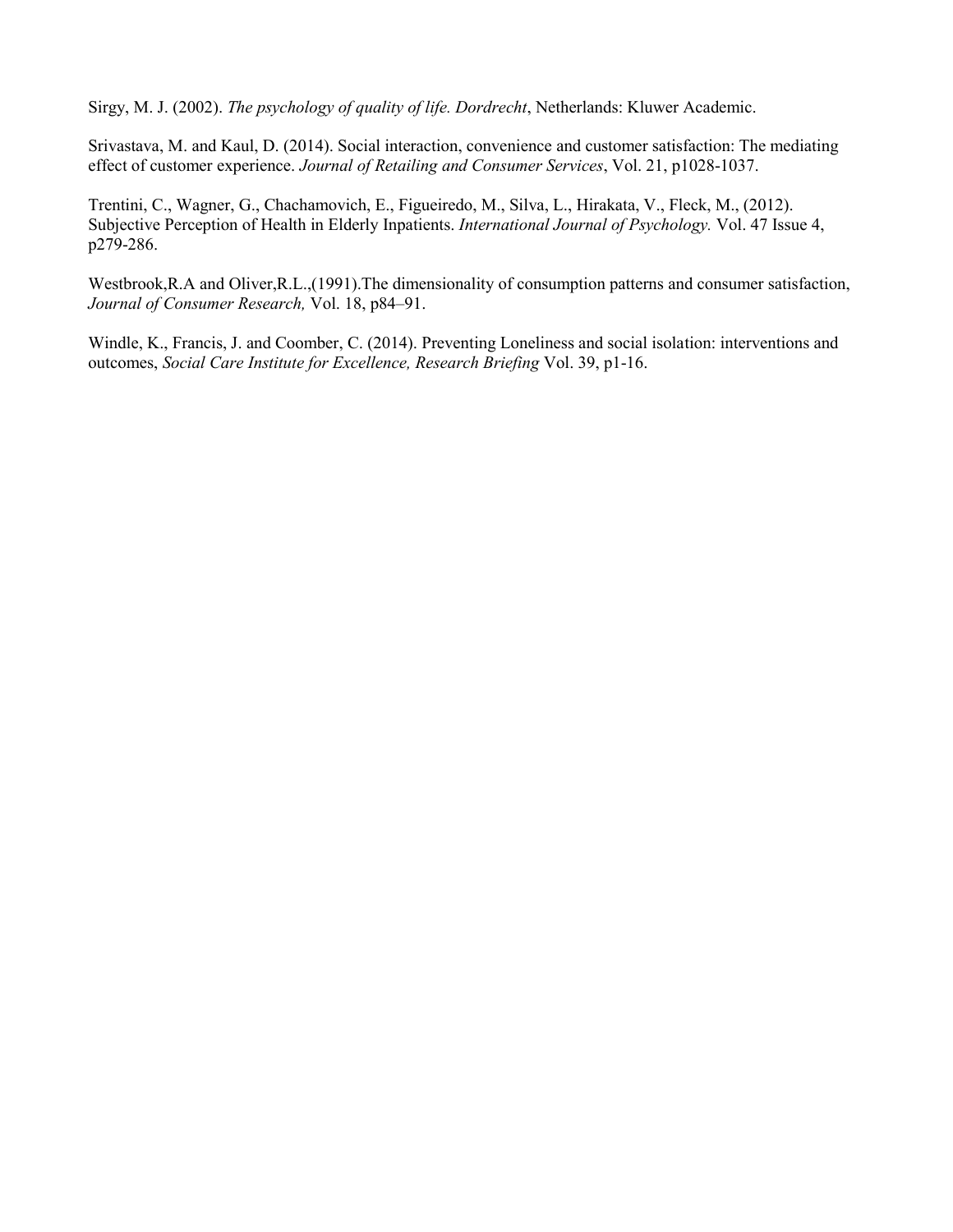Sirgy, M. J. (2002). *The psychology of quality of life. Dordrecht*, Netherlands: Kluwer Academic.

Srivastava, M. and Kaul, D. (2014). Social interaction, convenience and customer satisfaction: The mediating effect of customer experience. *Journal of Retailing and Consumer Services*, Vol. 21, p1028-1037.

Trentini, C., Wagner, G., Chachamovich, E., Figueiredo, M., Silva, L., Hirakata, V., Fleck, M., (2012). Subjective Perception of Health in Elderly Inpatients. *International Journal of Psychology.* Vol. 47 Issue 4, p279-286.

Westbrook,R.A and Oliver,R.L.,(1991).The dimensionality of consumption patterns and consumer satisfaction, *Journal of Consumer Research,* Vol. 18, p84–91.

Windle, K., Francis, J. and Coomber, C. (2014). Preventing Loneliness and social isolation: interventions and outcomes, *Social Care Institute for Excellence, Research Briefing* Vol. 39, p1-16.